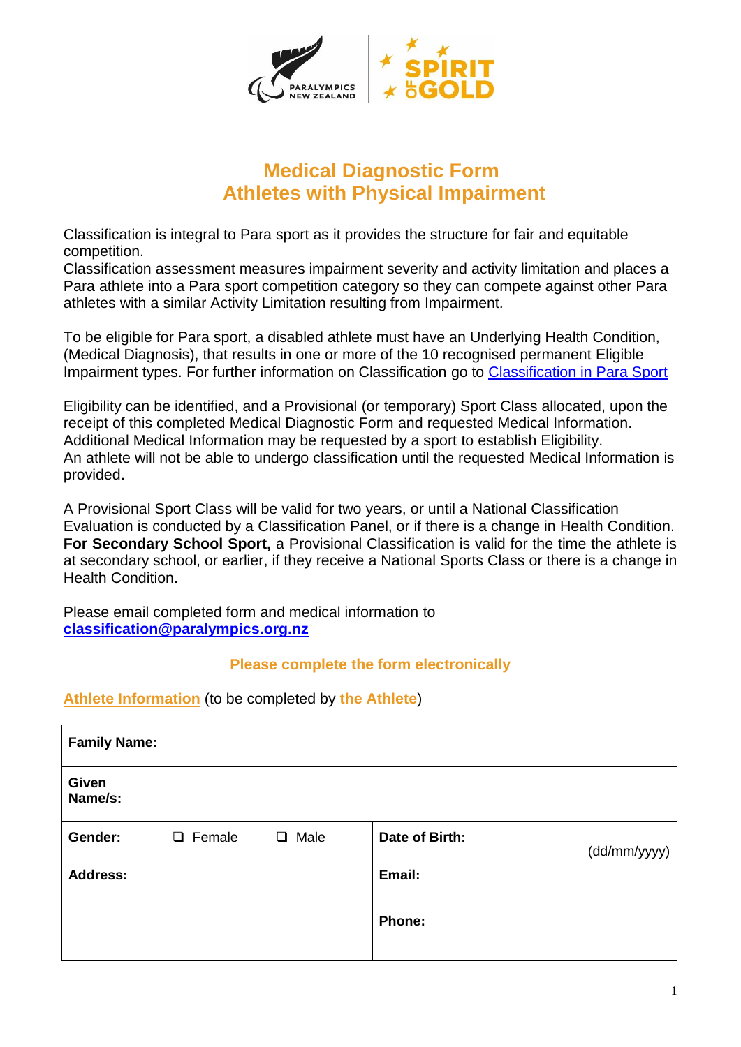# Medical Diagnostic Form
# Athletes with Physical Impairment

Classification is integral to Para sport as it provides the structure for fair and equitable competition.
Classification assessment measures impairment severity and activity limitation and places a Para athlete into a Para sport competition category so they can compete against other Para athletes with a similar Activity Limitation resulting from Impairment.

To be eligible for Para sport, a disabled athlete must have an Underlying Health Condition, (Medical Diagnosis), that results in one or more of the 10 recognised permanent Eligible Impairment types. For further information on Classification go to Classification in Para Sport

Eligibility can be identified, and a Provisional (or temporary) Sport Class allocated, upon the receipt of this completed Medical Diagnostic Form and requested Medical Information. Additional Medical Information may be requested by a sport to establish Eligibility.
An athlete will not be able to undergo classification until the requested Medical Information is provided.

A Provisional Sport Class will be valid for two years, or until a National Classification Evaluation is conducted by a Classification Panel, or if there is a change in Health Condition. **For Secondary School Sport,** a Provisional Classification is valid for the time the athlete is at secondary school, or earlier, if they receive a National Sports Class or there is a change in Health Condition.

Please email completed form and medical information to
**classification@paralympics.org.nz**

**Please complete the form electronically**

**Athlete Information** (to be completed by **the Athlete**)

| | | | |
|---|---|---|---|
| **Family Name:** | | | |
| **Given Name/s:** | | | |
| **Gender:** | ❑ Female ❑ Male | **Date of Birth:** | (dd/mm/yyyy) |
| **Address:** | | **Email:** <br> **Phone:** | |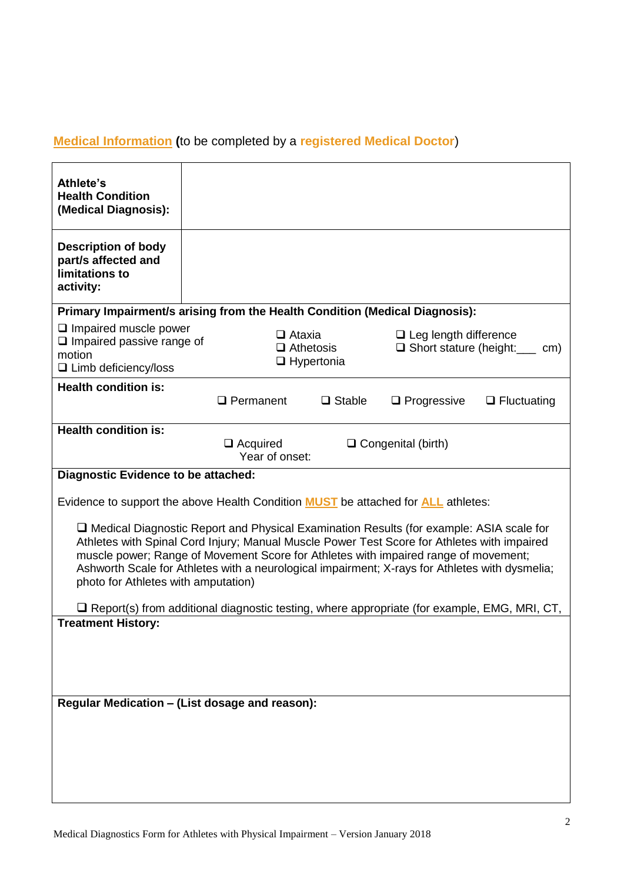**Medical Information** (to be completed by a **registered Medical Doctor**)

| **Athlete's Health Condition (Medical Diagnosis):** | |
|---|---|
| **Description of body part/s affected and limitations to activity:** | |

**Primary Impairment/s arising from the Health Condition (Medical Diagnosis):**

- ❑ Impaired muscle power
- ❑ Impaired passive range of motion
- ❑ Limb deficiency/loss
- ❑ Ataxia
- ❑ Athetosis
- ❑ Hypertonia
- ❑ Leg length difference
- ❑ Short stature (height:___ cm)

**Health condition is:**

❑ Permanent ❑ Stable ❑ Progressive ❑ Fluctuating

**Health condition is:**

❑ Acquired
Year of onset:

❑ Congenital (birth)

**Diagnostic Evidence to be attached:**

Evidence to support the above Health Condition **MUST** be attached for **ALL** athletes:

❑ Medical Diagnostic Report and Physical Examination Results (for example: ASIA scale for Athletes with Spinal Cord Injury; Manual Muscle Power Test Score for Athletes with impaired muscle power; Range of Movement Score for Athletes with impaired range of movement; Ashworth Scale for Athletes with a neurological impairment; X-rays for Athletes with dysmelia; photo for Athletes with amputation)

❑ Report(s) from additional diagnostic testing, where appropriate (for example, EMG, MRI, CT,

**Treatment History:**

**Regular Medication – (List dosage and reason):**

Medical Diagnostics Form for Athletes with Physical Impairment – Version January 2018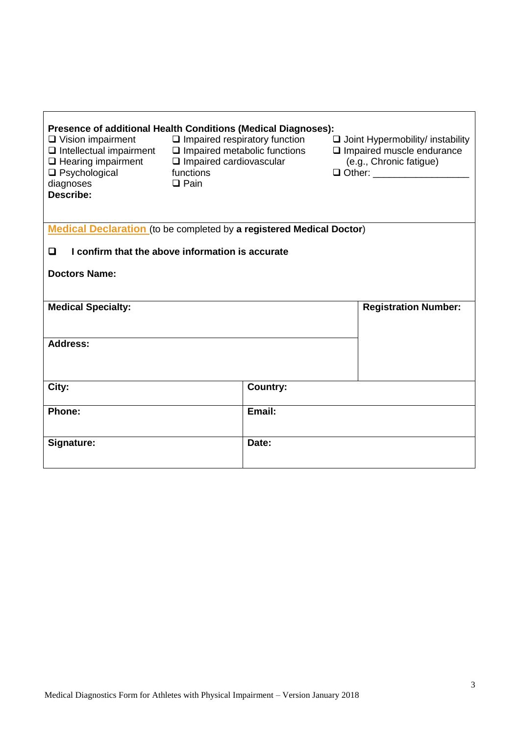**Presence of additional Health Conditions (Medical Diagnoses):**

- ❑ Vision impairment
- ❑ Intellectual impairment
- ❑ Hearing impairment
- ❑ Psychological diagnoses
- ❑ Impaired respiratory function
- ❑ Impaired metabolic functions
- ❑ Impaired cardiovascular functions
- ❑ Pain
- ❑ Joint Hypermobility/ instability
- ❑ Impaired muscle endurance (e.g., Chronic fatigue)
- ❑ Other: ________________

**Describe:**

**Medical Declaration** (to be completed by **a registered Medical Doctor**)

❑ **I confirm that the above information is accurate**

**Doctors Name:**

| **Medical Specialty:** | | **Registration Number:** |
|---|---|---|
| **Address:** | | |
| **City:** | **Country:** | |
| **Phone:** | **Email:** | |
| **Signature:** | **Date:** | |

Medical Diagnostics Form for Athletes with Physical Impairment – Version January 2018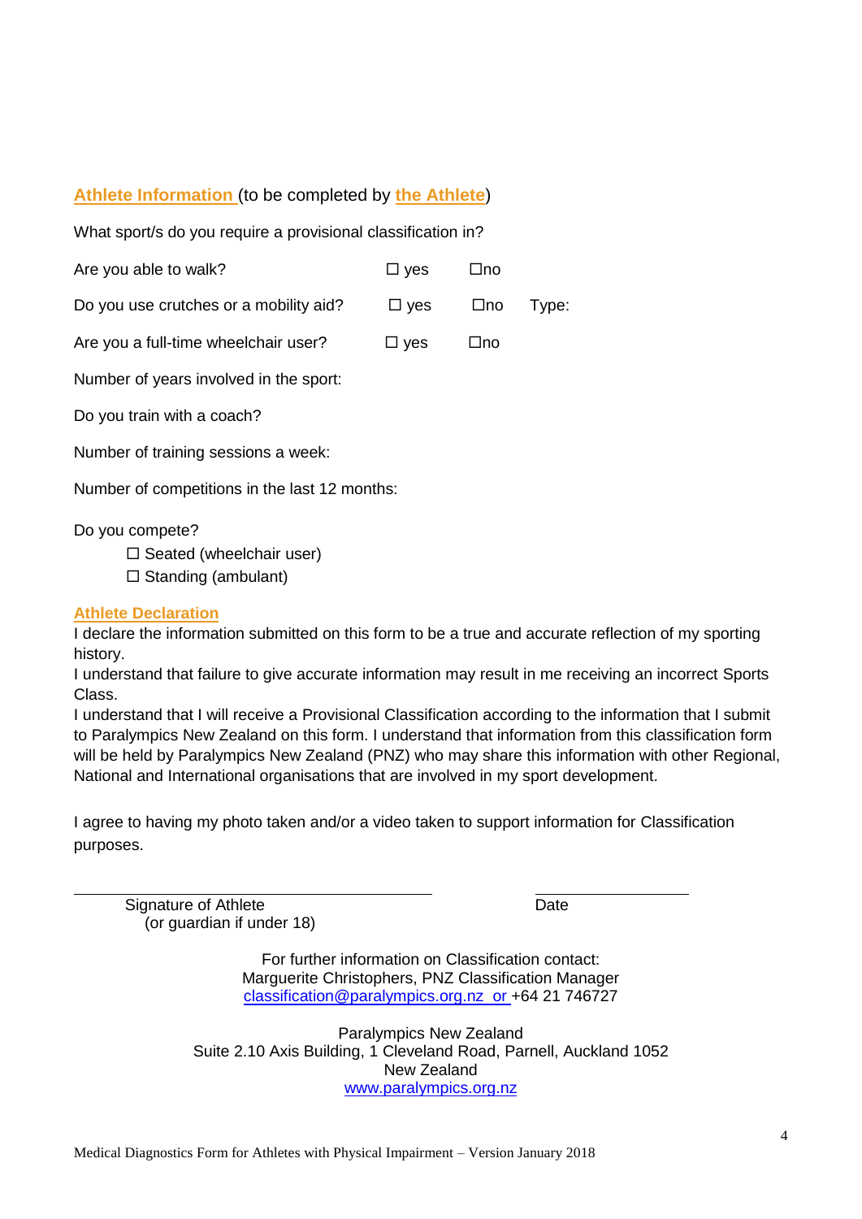## Athlete Information (to be completed by the Athlete)

What sport/s do you require a provisional classification in?

Are you able to walk? ☐ yes ☐no

Do you use crutches or a mobility aid? ☐ yes ☐no Type:

Are you a full-time wheelchair user? ☐ yes ☐no

Number of years involved in the sport:

Do you train with a coach?

Number of training sessions a week:

Number of competitions in the last 12 months:

Do you compete?

☐ Seated (wheelchair user)
☐ Standing (ambulant)

## Athlete Declaration

I declare the information submitted on this form to be a true and accurate reflection of my sporting history.

I understand that failure to give accurate information may result in me receiving an incorrect Sports Class.

I understand that I will receive a Provisional Classification according to the information that I submit to Paralympics New Zealand on this form. I understand that information from this classification form will be held by Paralympics New Zealand (PNZ) who may share this information with other Regional, National and International organisations that are involved in my sport development.

I agree to having my photo taken and/or a video taken to support information for Classification purposes.

\_\_\_\_\_\_\_\_\_\_\_\_\_\_\_\_\_\_\_\_\_\_\_\_\_\_\_\_\_\_\_\_\_\_\_\_
Signature of Athlete
(or guardian if under 18)

\_\_\_\_\_\_\_\_\_\_\_\_\_\_\_\_\_\_\_\_
Date

For further information on Classification contact:
Marguerite Christophers, PNZ Classification Manager
classification@paralympics.org.nz or +64 21 746727

Paralympics New Zealand
Suite 2.10 Axis Building, 1 Cleveland Road, Parnell, Auckland 1052
New Zealand
www.paralympics.org.nz